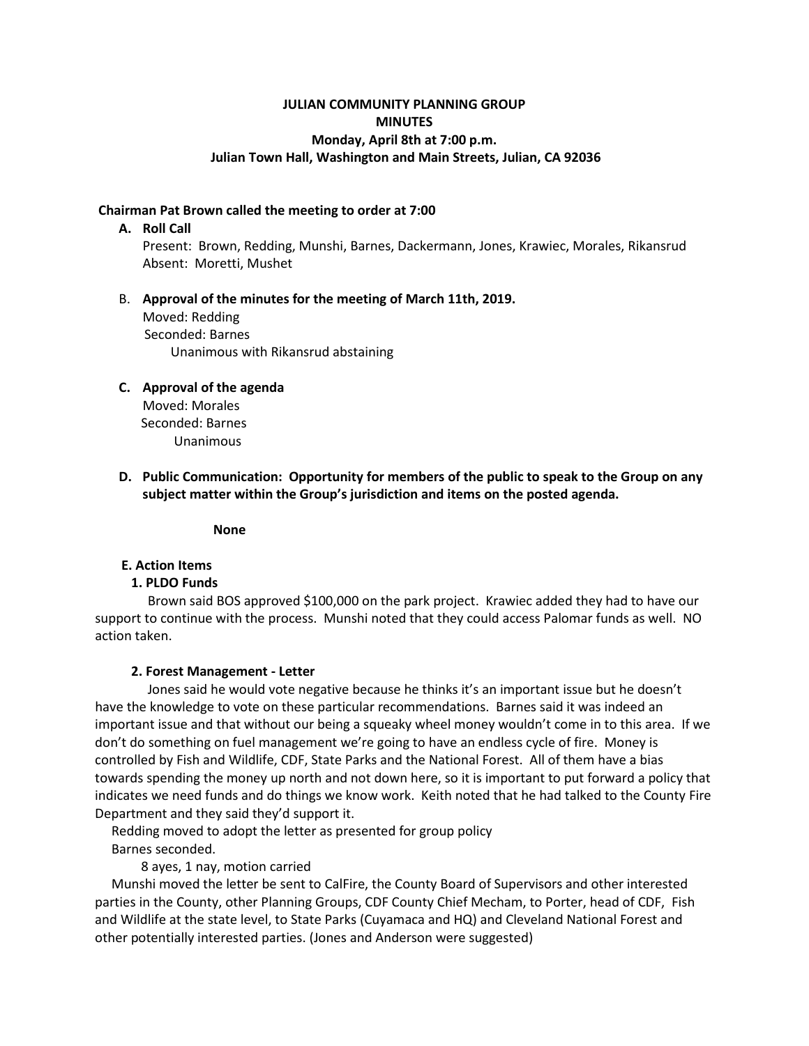**JULIAN COMMUNITY PLANNING GROUP**
**MINUTES**
**Monday, April 8th at 7:00 p.m.**
**Julian Town Hall, Washington and Main Streets, Julian, CA 92036**

**Chairman Pat Brown called the meeting to order at 7:00**

**A. Roll Call**
Present: Brown, Redding, Munshi, Barnes, Dackermann, Jones, Krawiec, Morales, Rikansrud
Absent: Moretti, Mushet

B. **Approval of the minutes for the meeting of March 11th, 2019.**
Moved: Redding
Seconded: Barnes
Unanimous with Rikansrud abstaining

**C. Approval of the agenda**
Moved: Morales
Seconded: Barnes
Unanimous

**D. Public Communication: Opportunity for members of the public to speak to the Group on any subject matter within the Group's jurisdiction and items on the posted agenda.**

**None**

**E. Action Items**

**1. PLDO Funds**

Brown said BOS approved $100,000 on the park project. Krawiec added they had to have our support to continue with the process. Munshi noted that they could access Palomar funds as well. NO action taken.

**2. Forest Management - Letter**

Jones said he would vote negative because he thinks it's an important issue but he doesn't have the knowledge to vote on these particular recommendations. Barnes said it was indeed an important issue and that without our being a squeaky wheel money wouldn't come in to this area. If we don't do something on fuel management we're going to have an endless cycle of fire. Money is controlled by Fish and Wildlife, CDF, State Parks and the National Forest. All of them have a bias towards spending the money up north and not down here, so it is important to put forward a policy that indicates we need funds and do things we know work. Keith noted that he had talked to the County Fire Department and they said they'd support it.

Redding moved to adopt the letter as presented for group policy
Barnes seconded.
8 ayes, 1 nay, motion carried

Munshi moved the letter be sent to CalFire, the County Board of Supervisors and other interested parties in the County, other Planning Groups, CDF County Chief Mecham, to Porter, head of CDF, Fish and Wildlife at the state level, to State Parks (Cuyamaca and HQ) and Cleveland National Forest and other potentially interested parties. (Jones and Anderson were suggested)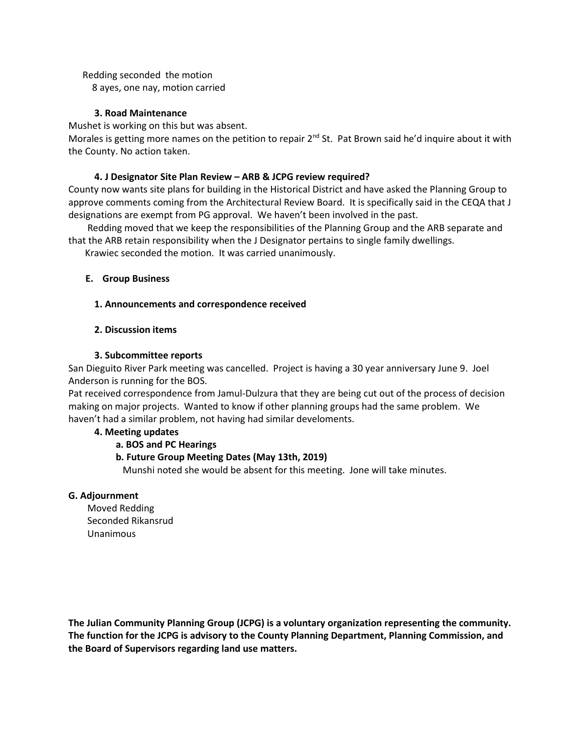Redding seconded the motion
8 ayes, one nay, motion carried

**3. Road Maintenance**

Mushet is working on this but was absent.
Morales is getting more names on the petition to repair 2nd St. Pat Brown said he'd inquire about it with the County. No action taken.

**4. J Designator Site Plan Review – ARB & JCPG review required?**

County now wants site plans for building in the Historical District and have asked the Planning Group to approve comments coming from the Architectural Review Board. It is specifically said in the CEQA that J designations are exempt from PG approval. We haven't been involved in the past.

Redding moved that we keep the responsibilities of the Planning Group and the ARB separate and that the ARB retain responsibility when the J Designator pertains to single family dwellings.

Krawiec seconded the motion. It was carried unanimously.

**E. Group Business**

**1. Announcements and correspondence received**

**2. Discussion items**

**3. Subcommittee reports**

San Dieguito River Park meeting was cancelled. Project is having a 30 year anniversary June 9. Joel Anderson is running for the BOS.
Pat received correspondence from Jamul-Dulzura that they are being cut out of the process of decision making on major projects. Wanted to know if other planning groups had the same problem. We haven't had a similar problem, not having had similar develoments.

**4. Meeting updates**

**a. BOS and PC Hearings**

**b. Future Group Meeting Dates (May 13th, 2019)**

Munshi noted she would be absent for this meeting. Jone will take minutes.

**G. Adjournment**

Moved Redding
Seconded Rikansrud
Unanimous

**The Julian Community Planning Group (JCPG) is a voluntary organization representing the community. The function for the JCPG is advisory to the County Planning Department, Planning Commission, and the Board of Supervisors regarding land use matters.**